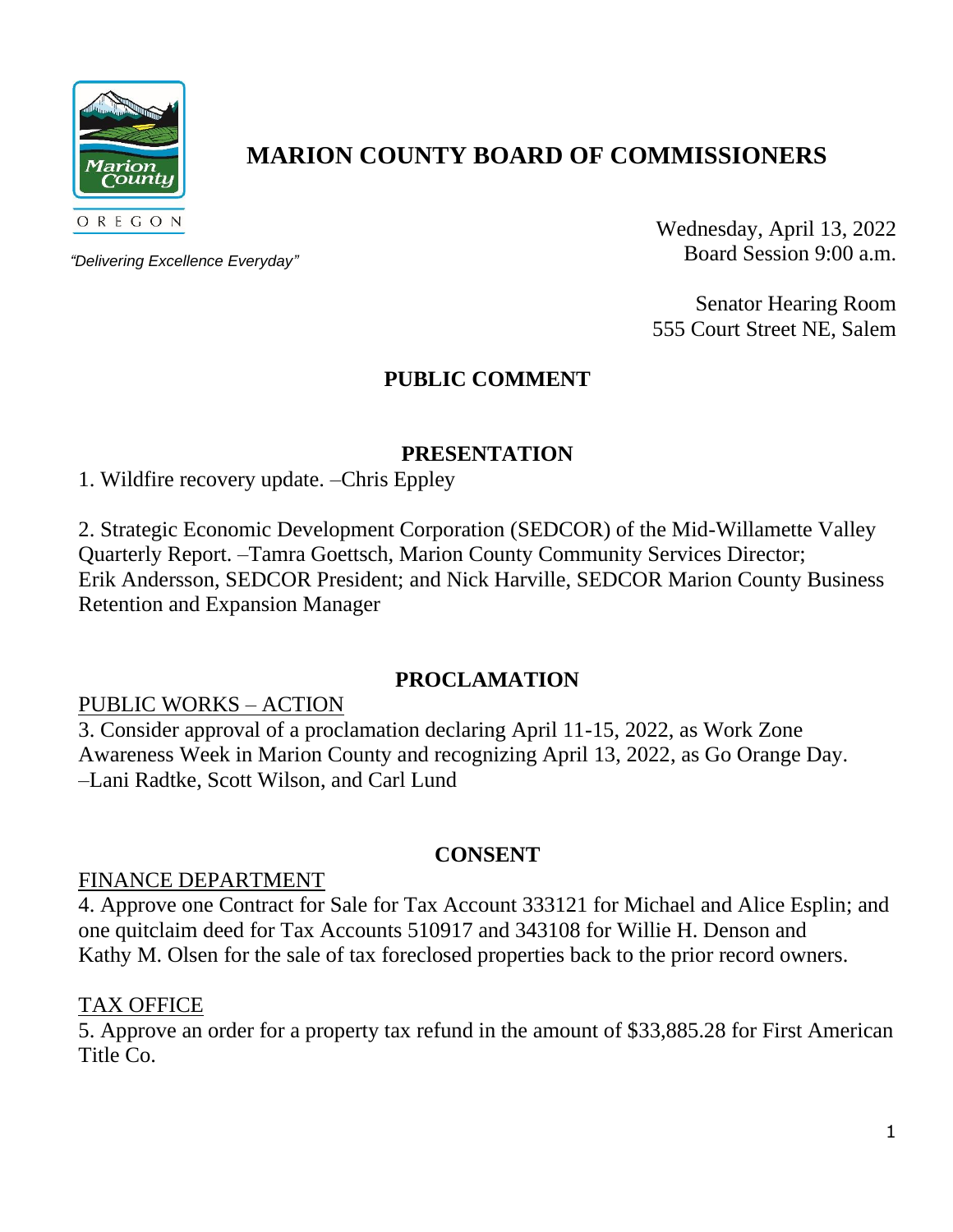# MARION COUNTY BOARD OF COMMISSIONERS

Marion County
OREGON

*"Delivering Excellence Everyday"*

Wednesday, April 13, 2022
Board Session 9:00 a.m.

Senator Hearing Room
555 Court Street NE, Salem

## PUBLIC COMMENT

## PRESENTATION

1. Wildfire recovery update. –Chris Eppley

2. Strategic Economic Development Corporation (SEDCOR) of the Mid-Willamette Valley Quarterly Report. –Tamra Goettsch, Marion County Community Services Director; Erik Andersson, SEDCOR President; and Nick Harville, SEDCOR Marion County Business Retention and Expansion Manager

## PROCLAMATION

PUBLIC WORKS – ACTION

3. Consider approval of a proclamation declaring April 11-15, 2022, as Work Zone Awareness Week in Marion County and recognizing April 13, 2022, as Go Orange Day. –Lani Radtke, Scott Wilson, and Carl Lund

## CONSENT

FINANCE DEPARTMENT

4. Approve one Contract for Sale for Tax Account 333121 for Michael and Alice Esplin; and one quitclaim deed for Tax Accounts 510917 and 343108 for Willie H. Denson and Kathy M. Olsen for the sale of tax foreclosed properties back to the prior record owners.

TAX OFFICE

5. Approve an order for a property tax refund in the amount of $33,885.28 for First American Title Co.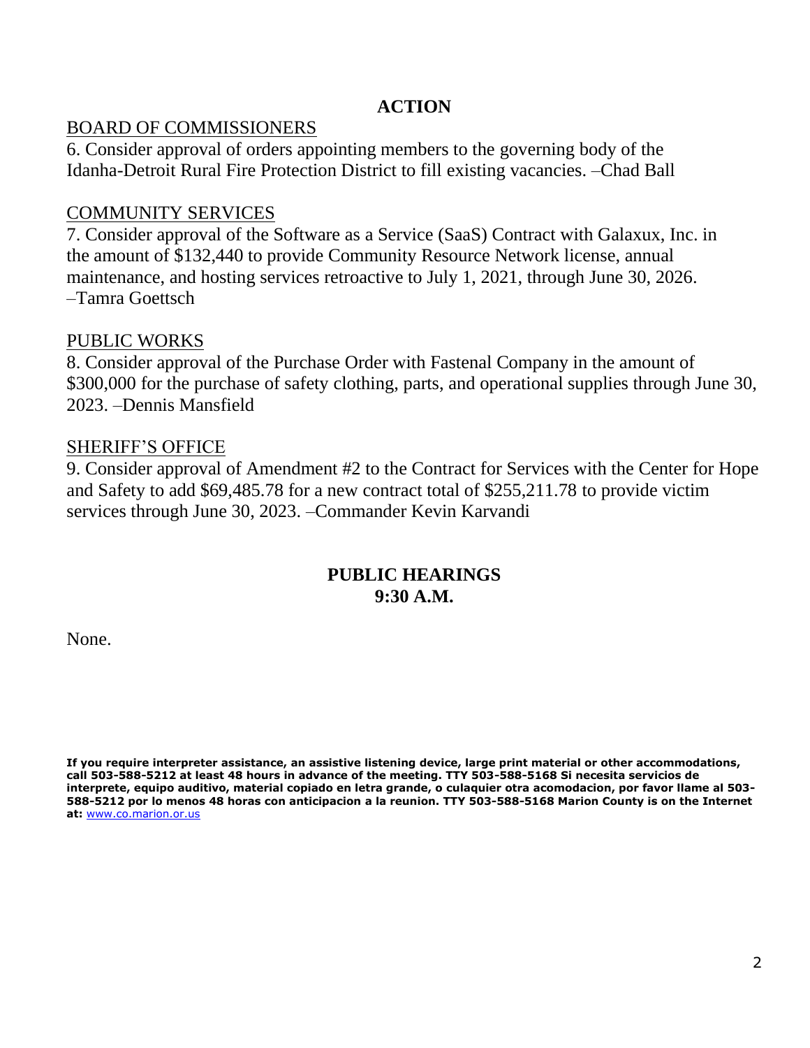## ACTION

BOARD OF COMMISSIONERS

6. Consider approval of orders appointing members to the governing body of the Idanha-Detroit Rural Fire Protection District to fill existing vacancies. –Chad Ball

COMMUNITY SERVICES

7. Consider approval of the Software as a Service (SaaS) Contract with Galaxux, Inc. in the amount of $132,440 to provide Community Resource Network license, annual maintenance, and hosting services retroactive to July 1, 2021, through June 30, 2026. –Tamra Goettsch

PUBLIC WORKS

8. Consider approval of the Purchase Order with Fastenal Company in the amount of $300,000 for the purchase of safety clothing, parts, and operational supplies through June 30, 2023. –Dennis Mansfield

SHERIFF'S OFFICE

9. Consider approval of Amendment #2 to the Contract for Services with the Center for Hope and Safety to add $69,485.78 for a new contract total of $255,211.78 to provide victim services through June 30, 2023. –Commander Kevin Karvandi

## PUBLIC HEARINGS
## 9:30 A.M.

None.

**If you require interpreter assistance, an assistive listening device, large print material or other accommodations, call 503-588-5212 at least 48 hours in advance of the meeting. TTY 503-588-5168 Si necesita servicios de interprete, equipo auditivo, material copiado en letra grande, o culaquier otra acomodacion, por favor llame al 503-588-5212 por lo menos 48 horas con anticipacion a la reunion. TTY 503-588-5168 Marion County is on the Internet at:** www.co.marion.or.us